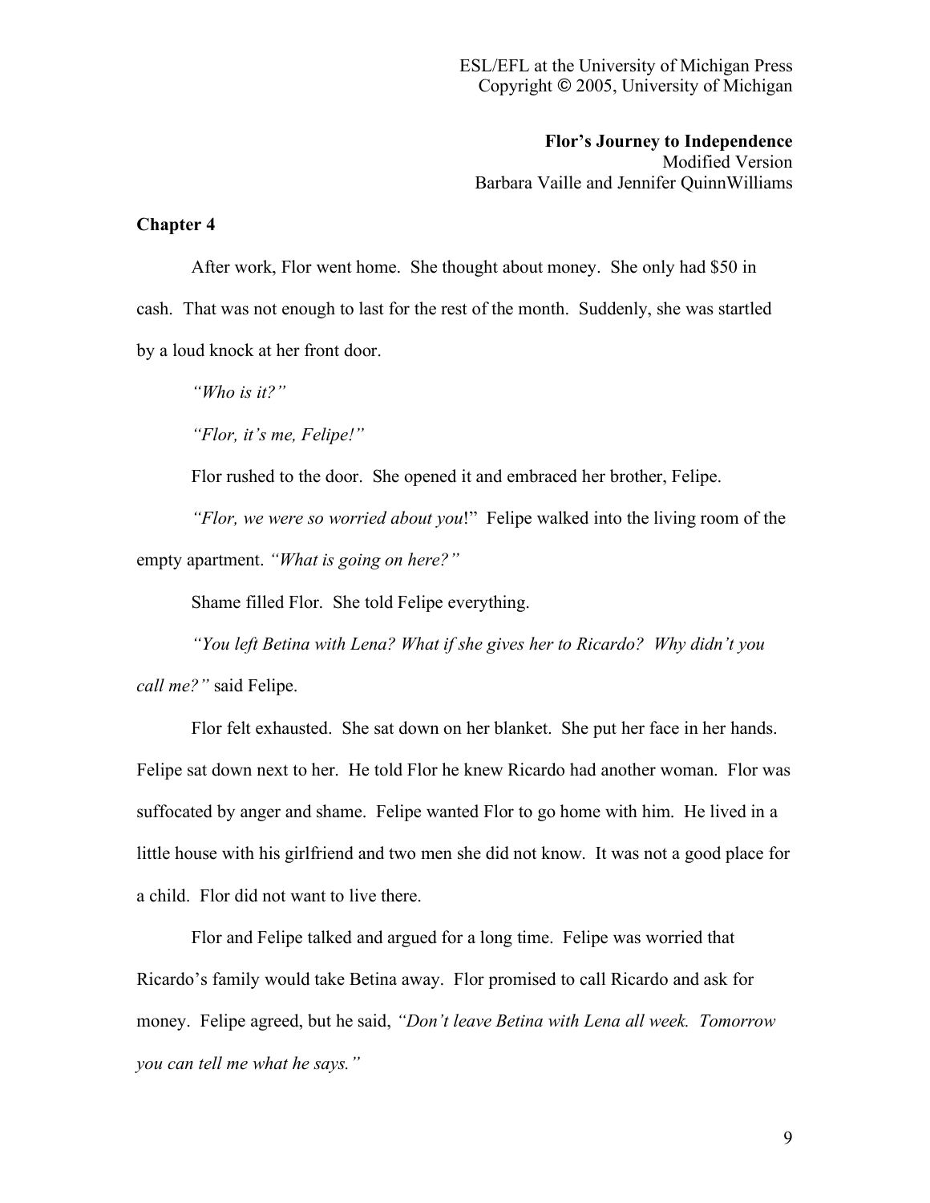ESL/EFL at the University of Michigan Press
Copyright © 2005, University of Michigan

**Flor's Journey to Independence**
Modified Version
Barbara Vaille and Jennifer QuinnWilliams

## Chapter 4

After work, Flor went home. She thought about money. She only had $50 in cash. That was not enough to last for the rest of the month. Suddenly, she was startled by a loud knock at her front door.

*"Who is it?"*

*"Flor, it's me, Felipe!"*

Flor rushed to the door. She opened it and embraced her brother, Felipe.

*"Flor, we were so worried about you*!" Felipe walked into the living room of the empty apartment. *"What is going on here?"*

Shame filled Flor. She told Felipe everything.

*"You left Betina with Lena? What if she gives her to Ricardo? Why didn't you call me?"* said Felipe.

Flor felt exhausted. She sat down on her blanket. She put her face in her hands. Felipe sat down next to her. He told Flor he knew Ricardo had another woman. Flor was suffocated by anger and shame. Felipe wanted Flor to go home with him. He lived in a little house with his girlfriend and two men she did not know. It was not a good place for a child. Flor did not want to live there.

Flor and Felipe talked and argued for a long time. Felipe was worried that Ricardo's family would take Betina away. Flor promised to call Ricardo and ask for money. Felipe agreed, but he said, *"Don't leave Betina with Lena all week. Tomorrow you can tell me what he says."*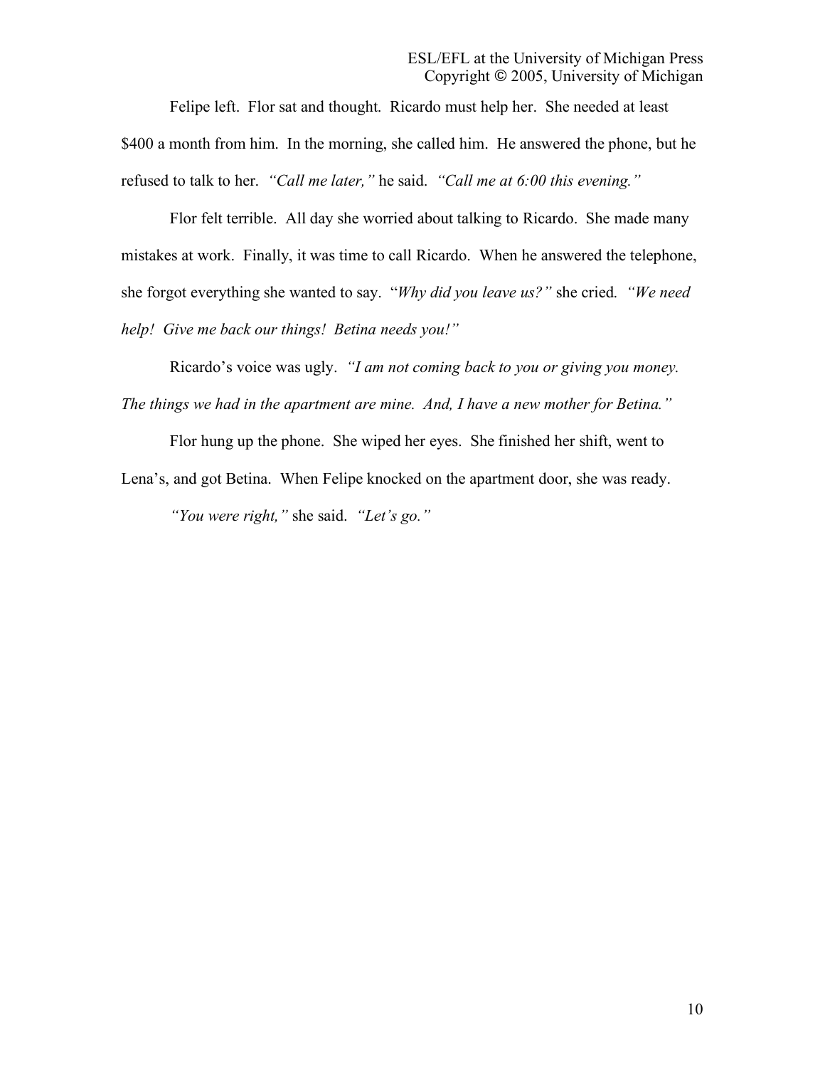Felipe left. Flor sat and thought. Ricardo must help her. She needed at least $400 a month from him. In the morning, she called him. He answered the phone, but he refused to talk to her. *"Call me later,"* he said. *"Call me at 6:00 this evening."*

Flor felt terrible. All day she worried about talking to Ricardo. She made many mistakes at work. Finally, it was time to call Ricardo. When he answered the telephone, she forgot everything she wanted to say. "*Why did you leave us?"* she cried. *"We need help! Give me back our things! Betina needs you!"*

Ricardo's voice was ugly. *"I am not coming back to you or giving you money. The things we had in the apartment are mine. And, I have a new mother for Betina."*

Flor hung up the phone. She wiped her eyes. She finished her shift, went to Lena's, and got Betina. When Felipe knocked on the apartment door, she was ready.

*"You were right,"* she said. *"Let's go."*